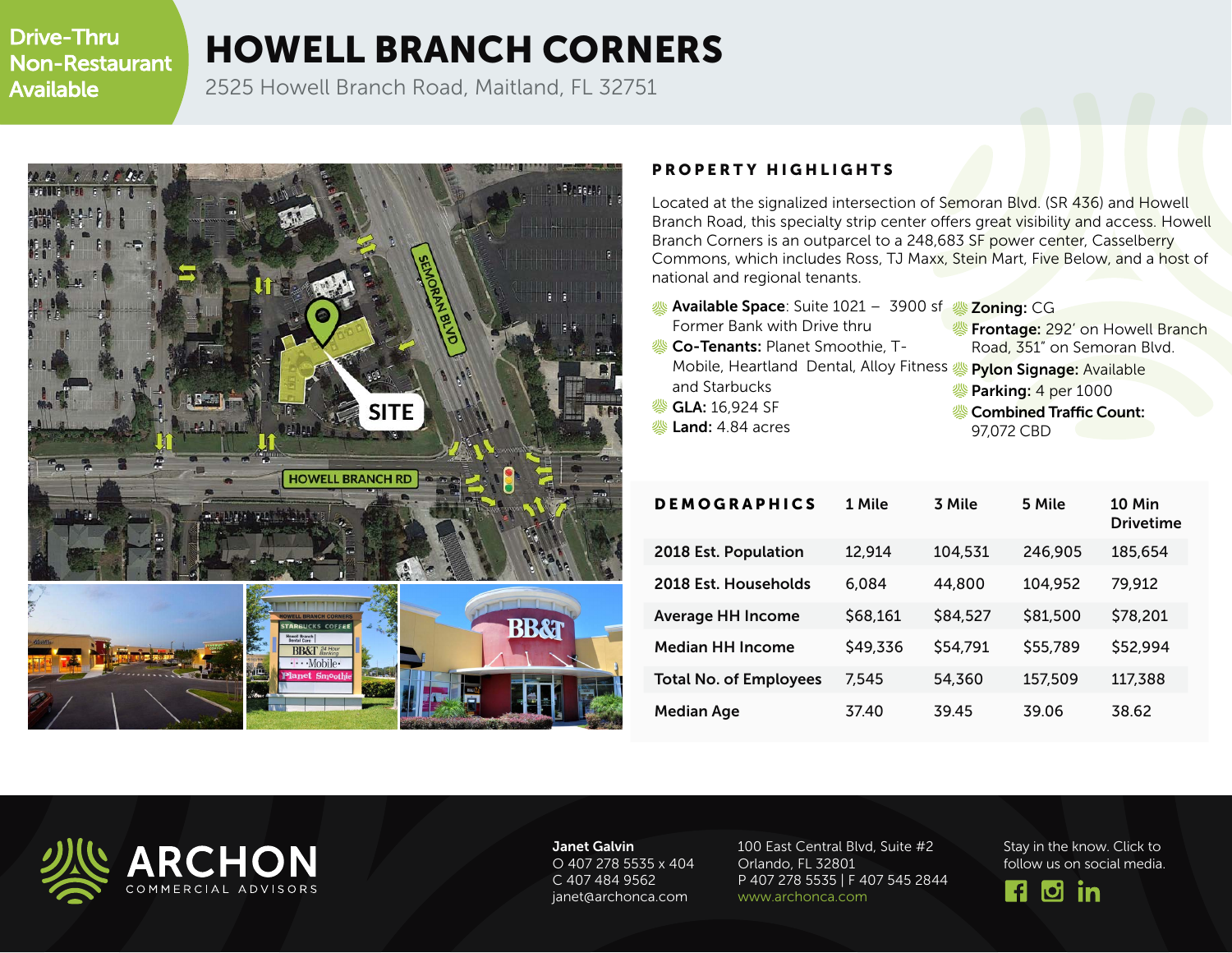Drive-Thru Non-Restaurant Available

# HOWELL BRANCH CORNERS

2525 Howell Branch Road, Maitland, FL 32751

## PROPERTY HIGHLIGHTS

Located at the signalized intersection of Semoran Blvd. (SR 436) and Howell Branch Road, this specialty strip center offers great visibility and access. Howell Branch Corners is an outparcel to a 248,683 SF power center, Casselberry Commons, which includes Ross, TJ Maxx, Stein Mart, Five Below, and a host of national and regional tenants.

- **Available Space**: Suite 1021 – 3900 sf Former Bank with Drive thru
- **Co-Tenants:** Planet Smoothie, T-Mobile, Heartland Dental, Alloy Fitness and Starbucks
- **GLA:** 16,924 SF
- **Land:** 4.84 acres
- **Zoning:** CG
- **Frontage:** 292' on Howell Branch Road, 351" on Semoran Blvd.
- **Pylon Signage:** Available
- **Parking:** 4 per 1000
- **Combined Traffic Count:** 97,072 CBD

| DEMOGRAPHICS | 1 Mile | 3 Mile | 5 Mile | 10 Min Drivetime |
|---|---|---|---|---|
| 2018 Est. Population | 12,914 | 104,531 | 246,905 | 185,654 |
| 2018 Est. Households | 6,084 | 44,800 | 104,952 | 79,912 |
| Average HH Income | $68,161 | $84,527 | $81,500 | $78,201 |
| Median HH Income | $49,336 | $54,791 | $55,789 | $52,994 |
| Total No. of Employees | 7,545 | 54,360 | 157,509 | 117,388 |
| Median Age | 37.40 | 39.45 | 39.06 | 38.62 |

ARCHON COMMERCIAL ADVISORS

**Janet Galvin**
O 407 278 5535 x 404
C 407 484 9562
janet@archonca.com

100 East Central Blvd, Suite #2
Orlando, FL 32801
P 407 278 5535 | F 407 545 2844
www.archonca.com

Stay in the know. Click to follow us on social media.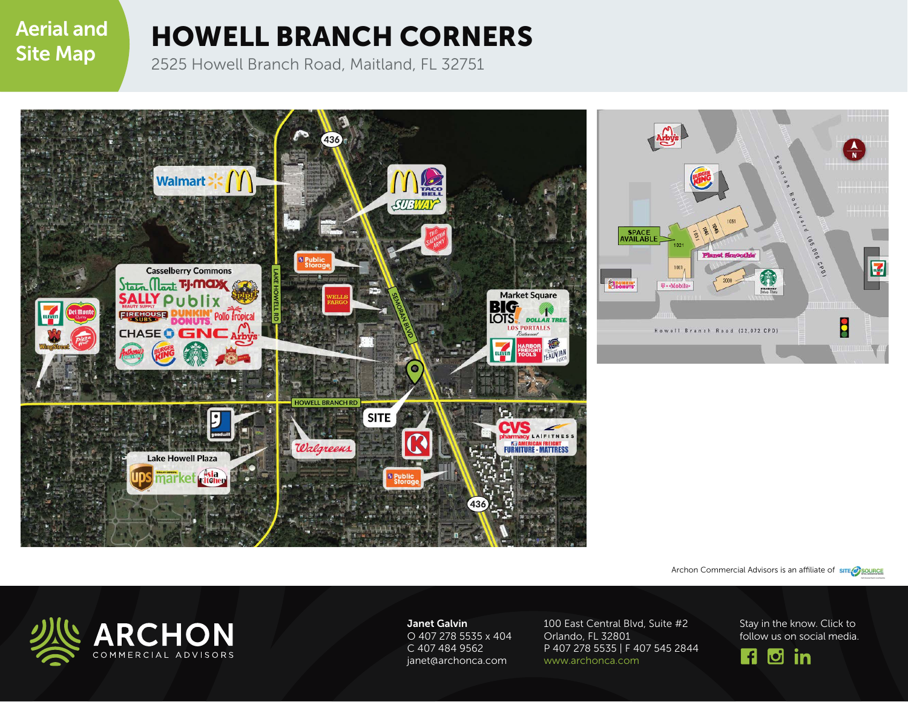Aerial and Site Map

# HOWELL BRANCH CORNERS

2525 Howell Branch Road, Maitland, FL 32751

436

Walmart

Casselberry Commons

LAKE HOWELL RD

Public Storage

WELLS FARGO

SEMORAN BLVD

Market Square

LOS PORTALES Restaurant

HOWELL BRANCH RD

SITE

Lake Howell Plaza

436

SPACE AVAILABLE

1021

1001

1031

1041

1045

1051

Planet Smoothie

2000

Semoran Boulevard (60,000 CPD)

Howell Branch Road (32,972 CPD)

N

Archon Commercial Advisors is an affiliate of SITESOURCE

ARCHON COMMERCIAL ADVISORS

**Janet Galvin**
O 407 278 5535 x 404
C 407 484 9562
janet@archonca.com

100 East Central Blvd, Suite #2
Orlando, FL 32801
P 407 278 5535 | F 407 545 2844
www.archonca.com

Stay in the know. Click to follow us on social media.